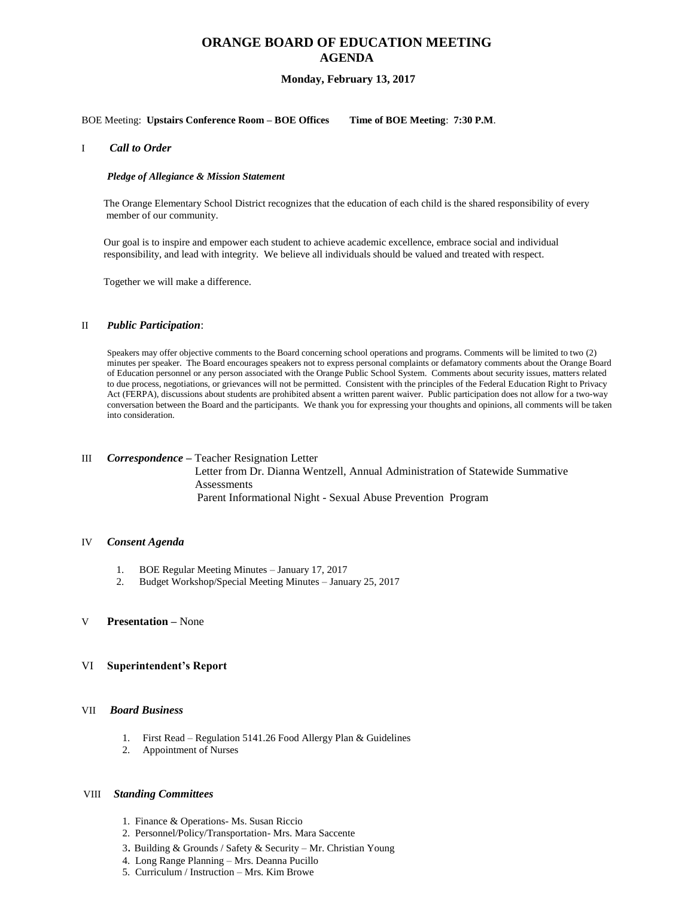# ORANGE BOARD OF EDUCATION MEETING
## AGENDA

**Monday, February 13, 2017**

BOE Meeting: **Upstairs Conference Room – BOE Offices** **Time of BOE Meeting**: **7:30 P.M**.

## I *Call to Order*

***Pledge of Allegiance & Mission Statement***

The Orange Elementary School District recognizes that the education of each child is the shared responsibility of every member of our community.

Our goal is to inspire and empower each student to achieve academic excellence, embrace social and individual responsibility, and lead with integrity. We believe all individuals should be valued and treated with respect.

Together we will make a difference.

## II *Public Participation*:

Speakers may offer objective comments to the Board concerning school operations and programs. Comments will be limited to two (2) minutes per speaker. The Board encourages speakers not to express personal complaints or defamatory comments about the Orange Board of Education personnel or any person associated with the Orange Public School System. Comments about security issues, matters related to due process, negotiations, or grievances will not be permitted. Consistent with the principles of the Federal Education Right to Privacy Act (FERPA), discussions about students are prohibited absent a written parent waiver. Public participation does not allow for a two-way conversation between the Board and the participants. We thank you for expressing your thoughts and opinions, all comments will be taken into consideration.

## III *Correspondence* – Teacher Resignation Letter

Letter from Dr. Dianna Wentzell, Annual Administration of Statewide Summative Assessments

Parent Informational Night - Sexual Abuse Prevention Program

## IV *Consent Agenda*

1. BOE Regular Meeting Minutes – January 17, 2017
2. Budget Workshop/Special Meeting Minutes – January 25, 2017

## V **Presentation** – None

## VI **Superintendent's Report**

## VII *Board Business*

1. First Read – Regulation 5141.26 Food Allergy Plan & Guidelines
2. Appointment of Nurses

## VIII *Standing Committees*

1. Finance & Operations- Ms. Susan Riccio
2. Personnel/Policy/Transportation- Mrs. Mara Saccente
3. Building & Grounds / Safety & Security – Mr. Christian Young
4. Long Range Planning – Mrs. Deanna Pucillo
5. Curriculum / Instruction – Mrs. Kim Browe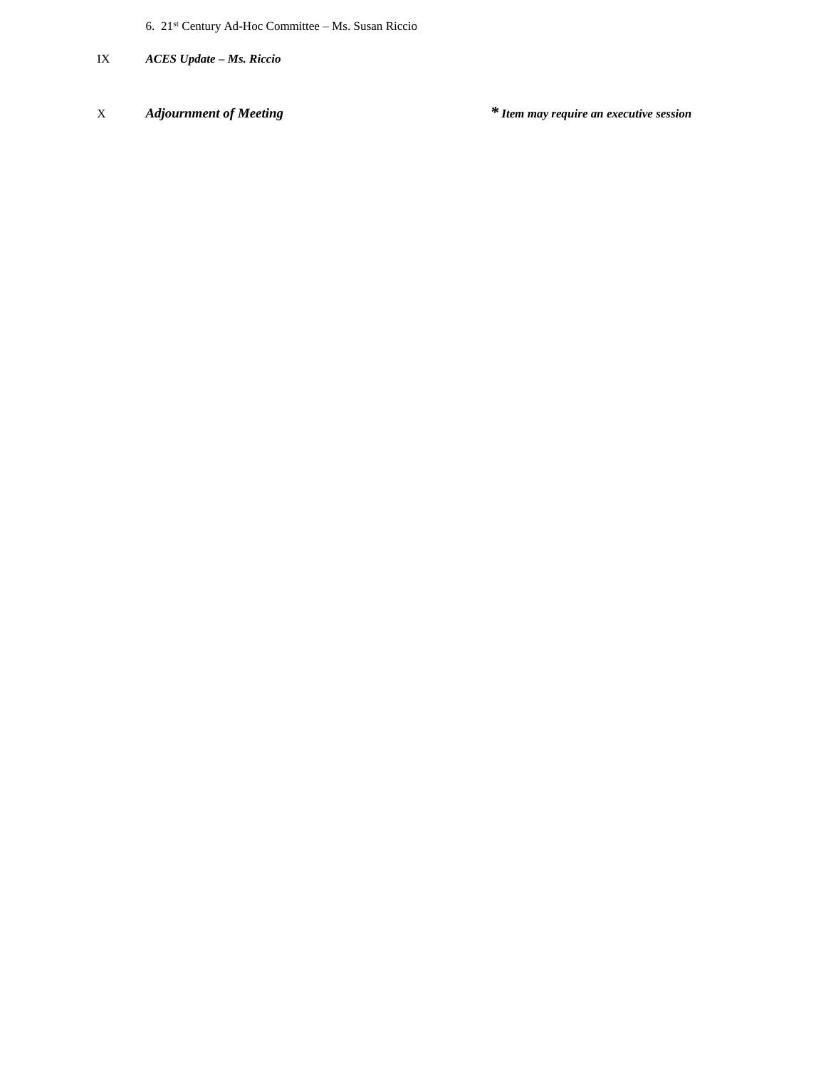6. 21st Century Ad-Hoc Committee – Ms. Susan Riccio

IX ***ACES Update – Ms. Riccio***

X ***Adjournment of Meeting***

***\* Item may require an executive session***